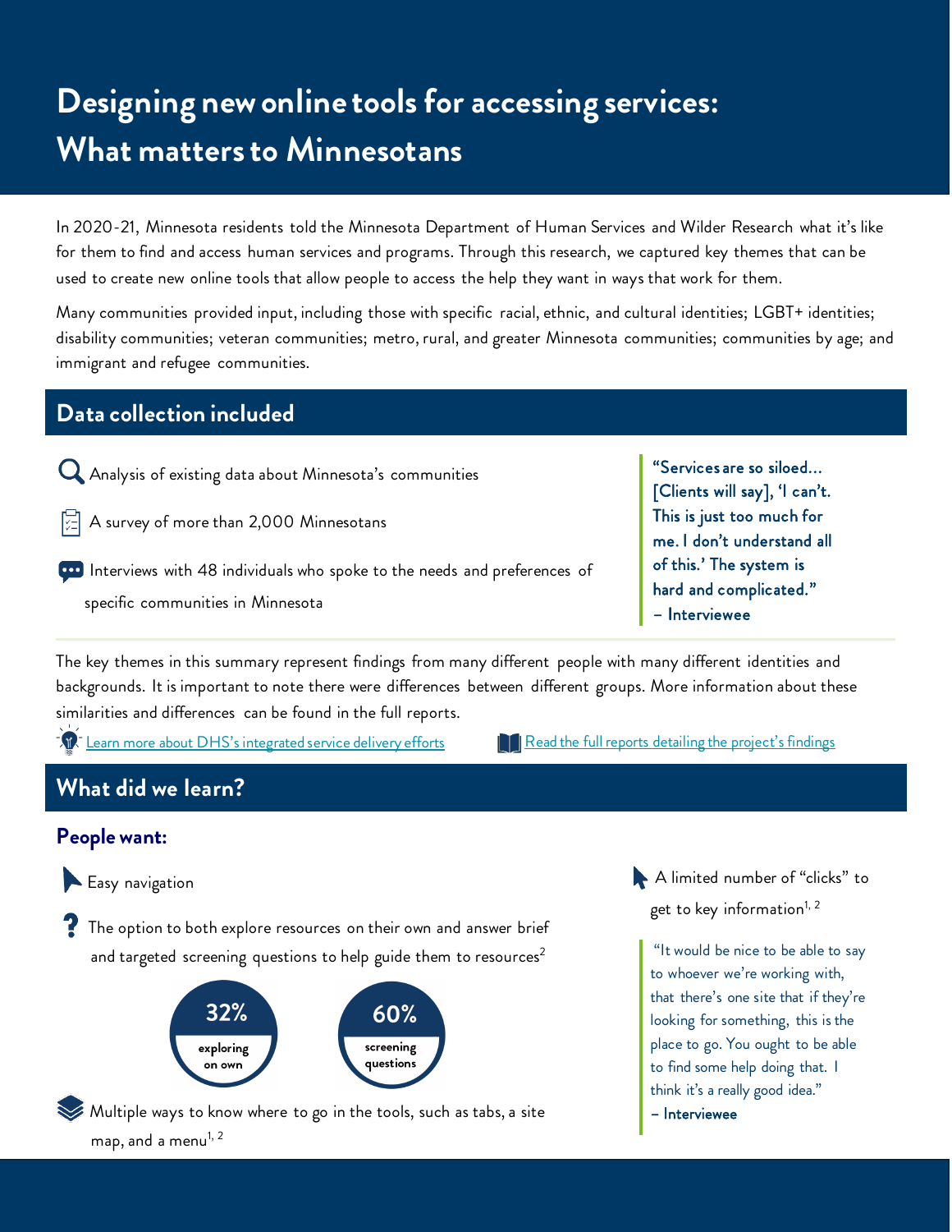# Designing new online tools for accessing services: What matters to Minnesotans

In 2020-21, Minnesota residents told the Minnesota Department of Human Services and Wilder Research what it's like for them to find and access human services and programs. Through this research, we captured key themes that can be used to create new online tools that allow people to access the help they want in ways that work for them.

Many communities provided input, including those with specific racial, ethnic, and cultural identities; LGBT+ identities; disability communities; veteran communities; metro, rural, and greater Minnesota communities; communities by age; and immigrant and refugee communities.

## Data collection included

- Analysis of existing data about Minnesota's communities
- A survey of more than 2,000 Minnesotans
- Interviews with 48 individuals who spoke to the needs and preferences of specific communities in Minnesota

> "Services are so siloed… [Clients will say], 'I can't. This is just too much for me. I don't understand all of this.' The system is hard and complicated."
> – Interviewee

The key themes in this summary represent findings from many different people with many different identities and backgrounds. It is important to note there were differences between different groups. More information about these similarities and differences can be found in the full reports.

[Learn more about DHS's integrated service delivery efforts](#)

[Read the full reports detailing the project's findings](#)

## What did we learn?

### People want:

- Easy navigation
- The option to both explore resources on their own and answer brief and targeted screening questions to help guide them to resources[2]

  - **32%** exploring on own
  - **60%** screening questions

- Multiple ways to know where to go in the tools, such as tabs, a site map, and a menu[1, 2]
- A limited number of "clicks" to get to key information[1, 2]

> "It would be nice to be able to say to whoever we're working with, that there's one site that if they're looking for something, this is the place to go. You ought to be able to find some help doing that. I think it's a really good idea."
> – Interviewee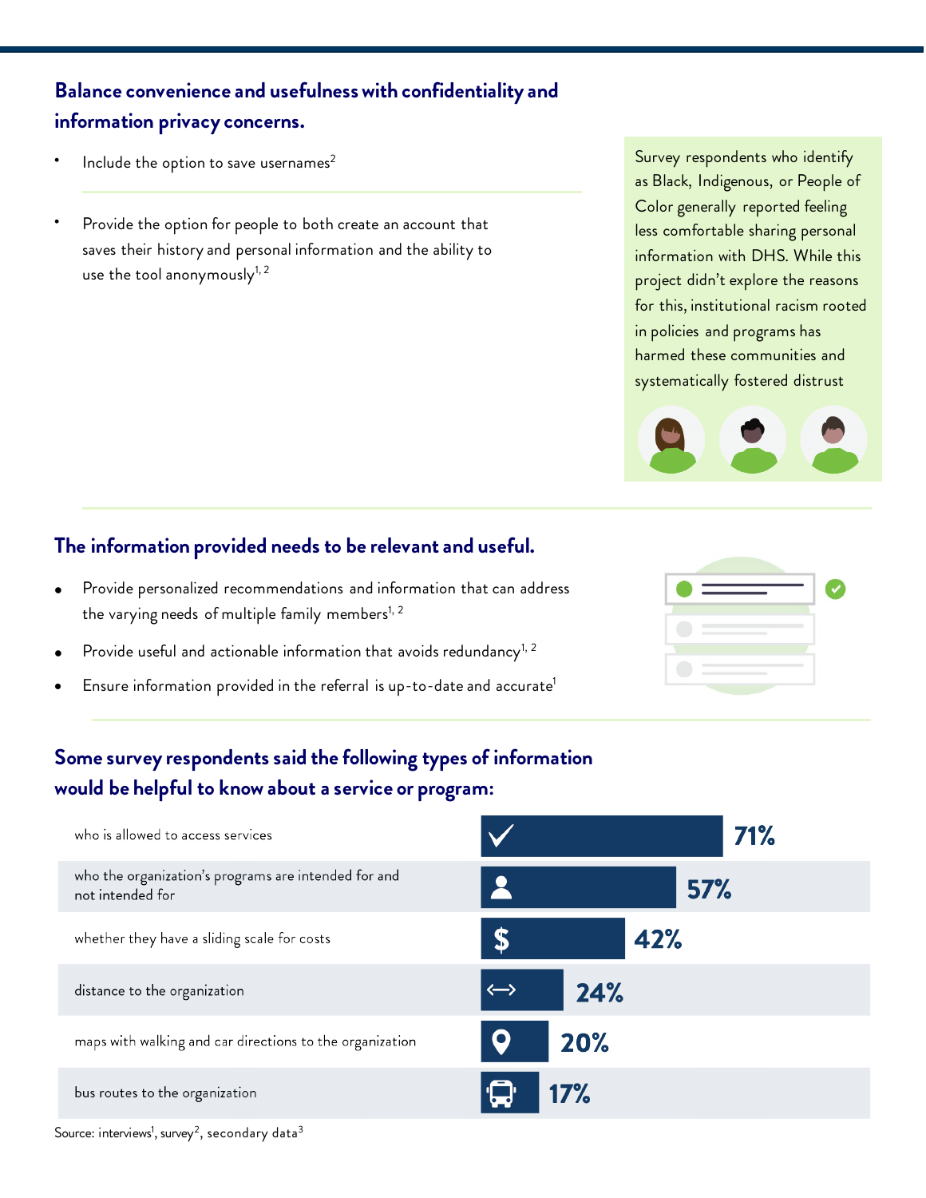## Balance convenience and usefulness with confidentiality and information privacy concerns.

- Include the option to save usernames[2]
- Provide the option for people to both create an account that saves their history and personal information and the ability to use the tool anonymously[1, 2]

Survey respondents who identify as Black, Indigenous, or People of Color generally reported feeling less comfortable sharing personal information with DHS. While this project didn't explore the reasons for this, institutional racism rooted in policies and programs has harmed these communities and systematically fostered distrust

## The information provided needs to be relevant and useful.

- Provide personalized recommendations and information that can address the varying needs of multiple family members[1, 2]
- Provide useful and actionable information that avoids redundancy[1, 2]
- Ensure information provided in the referral is up-to-date and accurate[1]

## Some survey respondents said the following types of information would be helpful to know about a service or program:

| Type of information | Percent |
| --- | --- |
| who is allowed to access services | 71% |
| who the organization's programs are intended for and not intended for | 57% |
| whether they have a sliding scale for costs | 42% |
| distance to the organization | 24% |
| maps with walking and car directions to the organization | 20% |
| bus routes to the organization | 17% |

Source: interviews[1], survey[2], secondary data[3]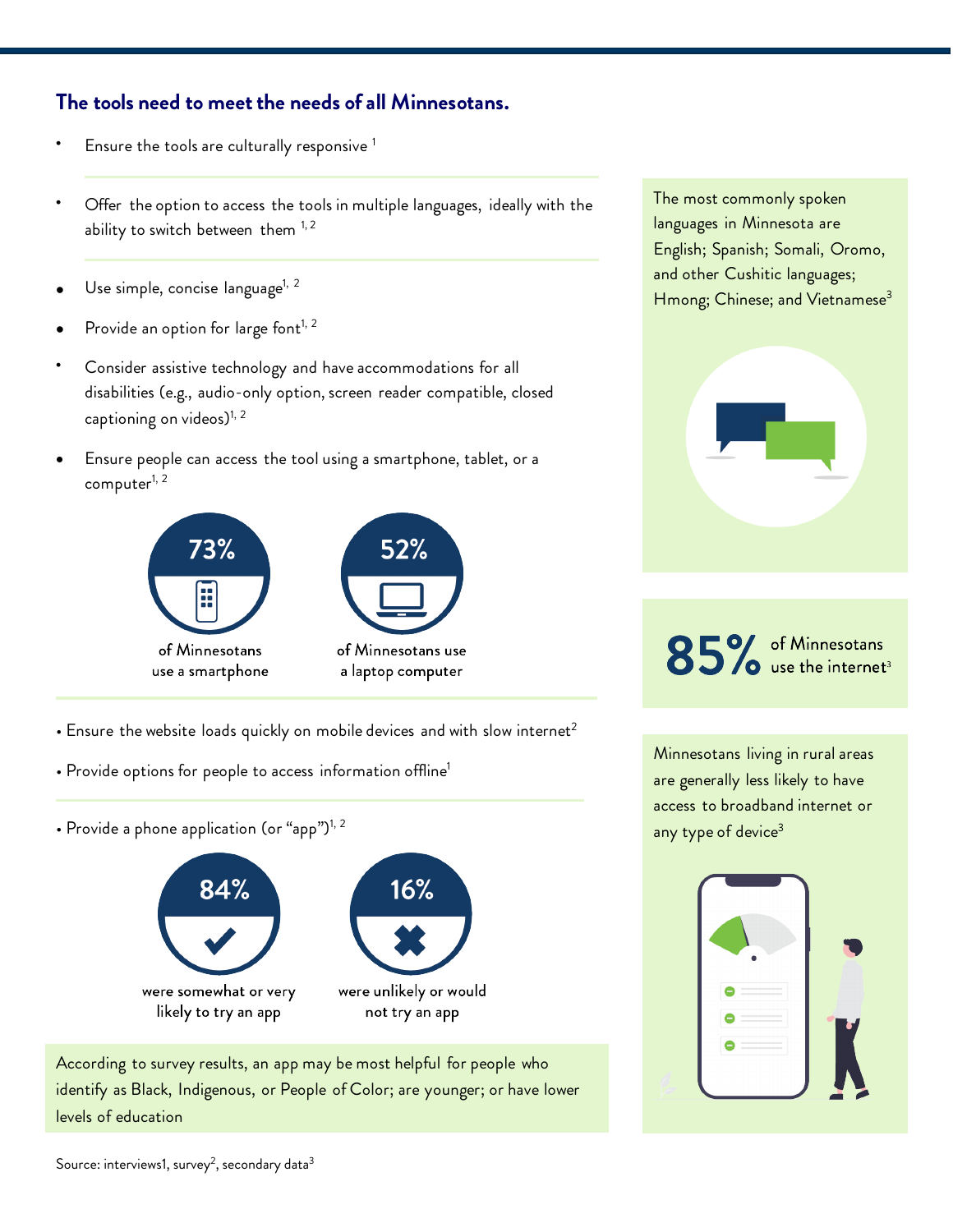## The tools need to meet the needs of all Minnesotans.

- Ensure the tools are culturally responsive [1]
- Offer the option to access the tools in multiple languages, ideally with the ability to switch between them [1,2]
- Use simple, concise language[1, 2]
- Provide an option for large font[1, 2]
- Consider assistive technology and have accommodations for all disabilities (e.g., audio-only option, screen reader compatible, closed captioning on videos)[1, 2]
- Ensure people can access the tool using a smartphone, tablet, or a computer[1, 2]

**73%** of Minnesotans use a smartphone

**52%** of Minnesotans use a laptop computer

- Ensure the website loads quickly on mobile devices and with slow internet[2]
- Provide options for people to access information offline[1]
- Provide a phone application (or "app")[1, 2]

**84%** were somewhat or very likely to try an app

**16%** were unlikely or would not try an app

According to survey results, an app may be most helpful for people who identify as Black, Indigenous, or People of Color; are younger; or have lower levels of education

The most commonly spoken languages in Minnesota are English; Spanish; Somali, Oromo, and other Cushitic languages; Hmong; Chinese; and Vietnamese[3]

**85%** of Minnesotans use the internet[3]

Minnesotans living in rural areas are generally less likely to have access to broadband internet or any type of device[3]

Source: interviews1, survey[2], secondary data[3]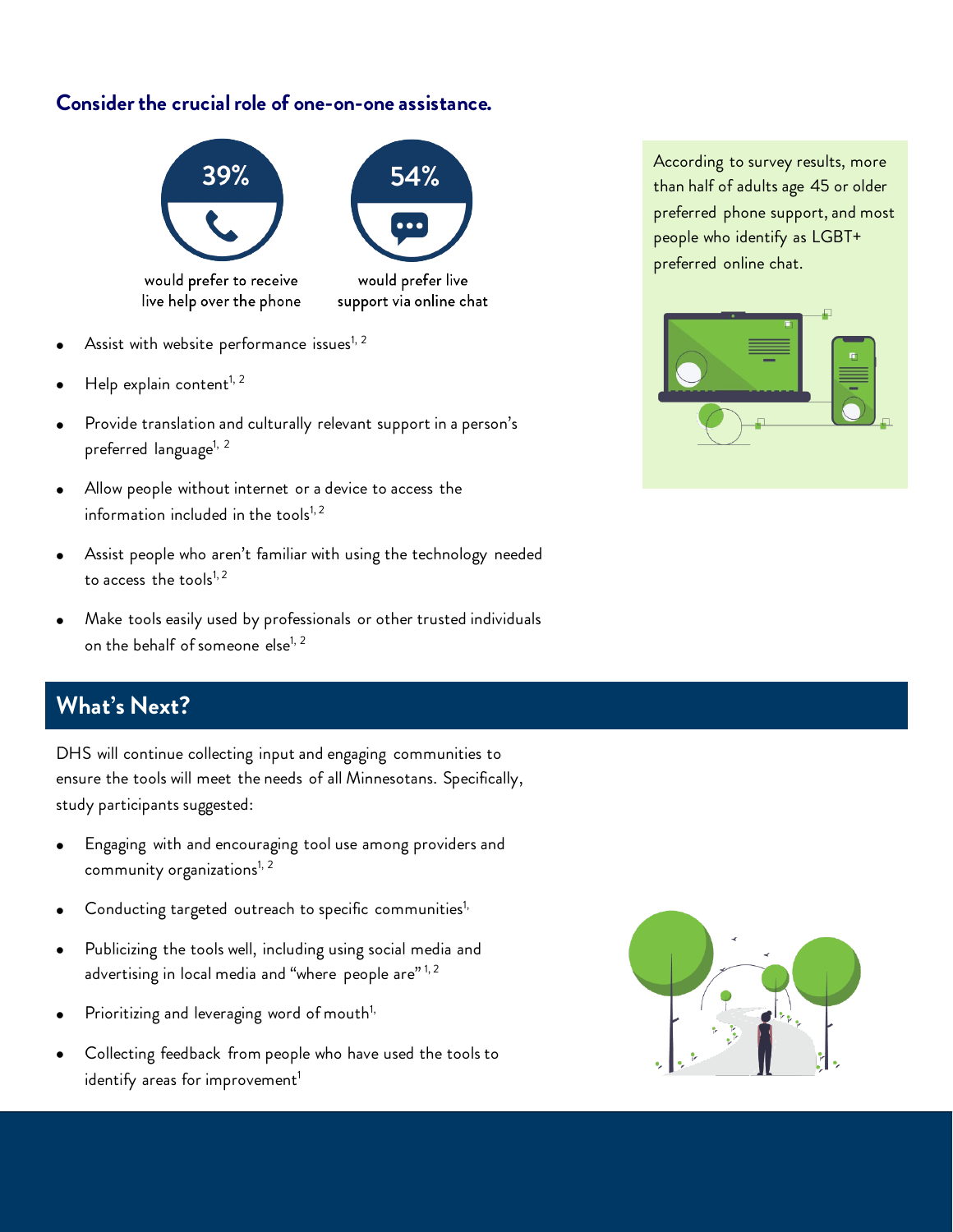### Consider the crucial role of one-on-one assistance.

39% would prefer to receive live help over the phone

54% would prefer live support via online chat

According to survey results, more than half of adults age 45 or older preferred phone support, and most people who identify as LGBT+ preferred online chat.

- Assist with website performance issues[1, 2]
- Help explain content[1, 2]
- Provide translation and culturally relevant support in a person's preferred language[1, 2]
- Allow people without internet or a device to access the information included in the tools[1, 2]
- Assist people who aren't familiar with using the technology needed to access the tools[1, 2]
- Make tools easily used by professionals or other trusted individuals on the behalf of someone else[1, 2]

## What's Next?

DHS will continue collecting input and engaging communities to ensure the tools will meet the needs of all Minnesotans. Specifically, study participants suggested:

- Engaging with and encouraging tool use among providers and community organizations[1, 2]
- Conducting targeted outreach to specific communities[1]
- Publicizing the tools well, including using social media and advertising in local media and "where people are"[1, 2]
- Prioritizing and leveraging word of mouth[1]
- Collecting feedback from people who have used the tools to identify areas for improvement[1]